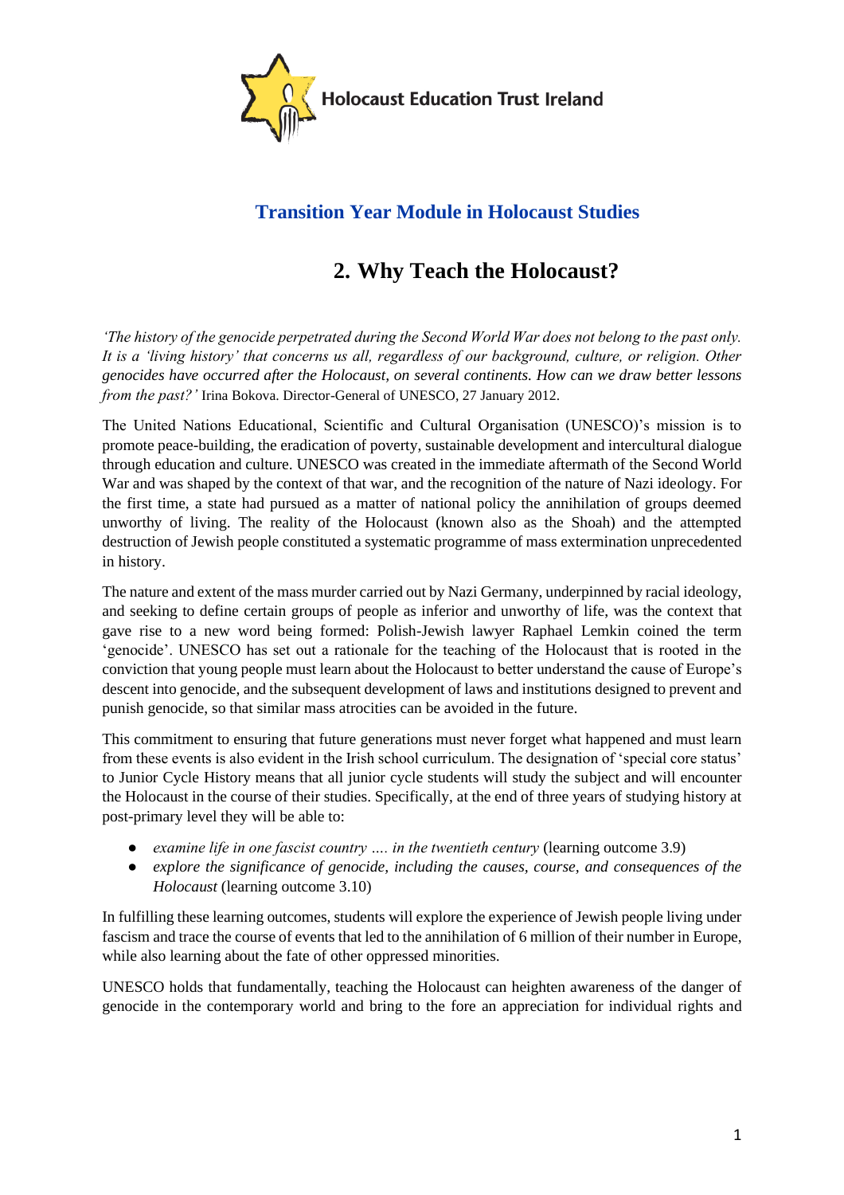Holocaust Education Trust Ireland

## Transition Year Module in Holocaust Studies

# 2. Why Teach the Holocaust?

*'The history of the genocide perpetrated during the Second World War does not belong to the past only. It is a 'living history' that concerns us all, regardless of our background, culture, or religion. Other genocides have occurred after the Holocaust, on several continents. How can we draw better lessons from the past?'* Irina Bokova. Director-General of UNESCO, 27 January 2012.

The United Nations Educational, Scientific and Cultural Organisation (UNESCO)'s mission is to promote peace-building, the eradication of poverty, sustainable development and intercultural dialogue through education and culture. UNESCO was created in the immediate aftermath of the Second World War and was shaped by the context of that war, and the recognition of the nature of Nazi ideology. For the first time, a state had pursued as a matter of national policy the annihilation of groups deemed unworthy of living. The reality of the Holocaust (known also as the Shoah) and the attempted destruction of Jewish people constituted a systematic programme of mass extermination unprecedented in history.

The nature and extent of the mass murder carried out by Nazi Germany, underpinned by racial ideology, and seeking to define certain groups of people as inferior and unworthy of life, was the context that gave rise to a new word being formed: Polish-Jewish lawyer Raphael Lemkin coined the term 'genocide'. UNESCO has set out a rationale for the teaching of the Holocaust that is rooted in the conviction that young people must learn about the Holocaust to better understand the cause of Europe's descent into genocide, and the subsequent development of laws and institutions designed to prevent and punish genocide, so that similar mass atrocities can be avoided in the future.

This commitment to ensuring that future generations must never forget what happened and must learn from these events is also evident in the Irish school curriculum. The designation of 'special core status' to Junior Cycle History means that all junior cycle students will study the subject and will encounter the Holocaust in the course of their studies. Specifically, at the end of three years of studying history at post-primary level they will be able to:

- *examine life in one fascist country …. in the twentieth century* (learning outcome 3.9)
- *explore the significance of genocide, including the causes, course, and consequences of the Holocaust* (learning outcome 3.10)

In fulfilling these learning outcomes, students will explore the experience of Jewish people living under fascism and trace the course of events that led to the annihilation of 6 million of their number in Europe, while also learning about the fate of other oppressed minorities.

UNESCO holds that fundamentally, teaching the Holocaust can heighten awareness of the danger of genocide in the contemporary world and bring to the fore an appreciation for individual rights and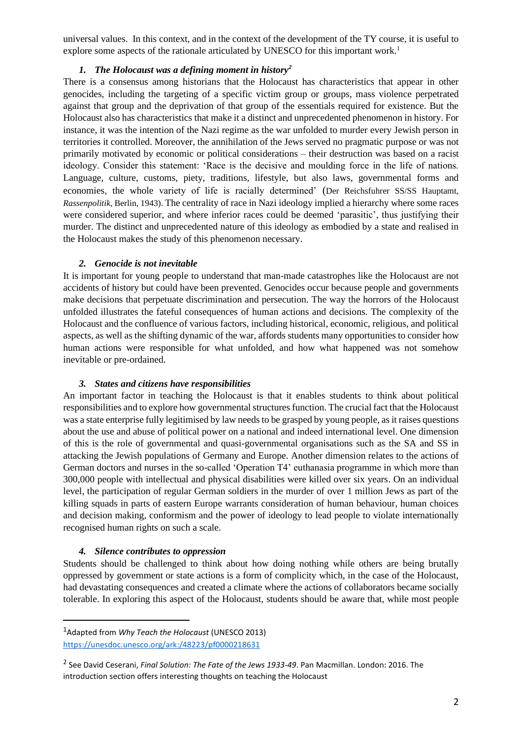universal values. In this context, and in the context of the development of the TY course, it is useful to explore some aspects of the rationale articulated by UNESCO for this important work.[1]

### *1. The Holocaust was a defining moment in history[2]*

There is a consensus among historians that the Holocaust has characteristics that appear in other genocides, including the targeting of a specific victim group or groups, mass violence perpetrated against that group and the deprivation of that group of the essentials required for existence. But the Holocaust also has characteristics that make it a distinct and unprecedented phenomenon in history. For instance, it was the intention of the Nazi regime as the war unfolded to murder every Jewish person in territories it controlled. Moreover, the annihilation of the Jews served no pragmatic purpose or was not primarily motivated by economic or political considerations – their destruction was based on a racist ideology. Consider this statement: 'Race is the decisive and moulding force in the life of nations. Language, culture, customs, piety, traditions, lifestyle, but also laws, governmental forms and economies, the whole variety of life is racially determined' (Der Reichsfuhrer SS/SS Hauptamt, *Rassenpolitik*, Berlin, 1943). The centrality of race in Nazi ideology implied a hierarchy where some races were considered superior, and where inferior races could be deemed 'parasitic', thus justifying their murder. The distinct and unprecedented nature of this ideology as embodied by a state and realised in the Holocaust makes the study of this phenomenon necessary.

### *2. Genocide is not inevitable*

It is important for young people to understand that man-made catastrophes like the Holocaust are not accidents of history but could have been prevented. Genocides occur because people and governments make decisions that perpetuate discrimination and persecution. The way the horrors of the Holocaust unfolded illustrates the fateful consequences of human actions and decisions. The complexity of the Holocaust and the confluence of various factors, including historical, economic, religious, and political aspects, as well as the shifting dynamic of the war, affords students many opportunities to consider how human actions were responsible for what unfolded, and how what happened was not somehow inevitable or pre-ordained.

### *3. States and citizens have responsibilities*

An important factor in teaching the Holocaust is that it enables students to think about political responsibilities and to explore how governmental structures function. The crucial fact that the Holocaust was a state enterprise fully legitimised by law needs to be grasped by young people, as it raises questions about the use and abuse of political power on a national and indeed international level. One dimension of this is the role of governmental and quasi-governmental organisations such as the SA and SS in attacking the Jewish populations of Germany and Europe. Another dimension relates to the actions of German doctors and nurses in the so-called 'Operation T4' euthanasia programme in which more than 300,000 people with intellectual and physical disabilities were killed over six years. On an individual level, the participation of regular German soldiers in the murder of over 1 million Jews as part of the killing squads in parts of eastern Europe warrants consideration of human behaviour, human choices and decision making, conformism and the power of ideology to lead people to violate internationally recognised human rights on such a scale.

### *4. Silence contributes to oppression*

Students should be challenged to think about how doing nothing while others are being brutally oppressed by government or state actions is a form of complicity which, in the case of the Holocaust, had devastating consequences and created a climate where the actions of collaborators became socially tolerable. In exploring this aspect of the Holocaust, students should be aware that, while most people

---

[1] Adapted from *Why Teach the Holocaust* (UNESCO 2013) https://unesdoc.unesco.org/ark:/48223/pf0000218631

[2] See David Ceserani, *Final Solution: The Fate of the Jews 1933-49*. Pan Macmillan. London: 2016. The introduction section offers interesting thoughts on teaching the Holocaust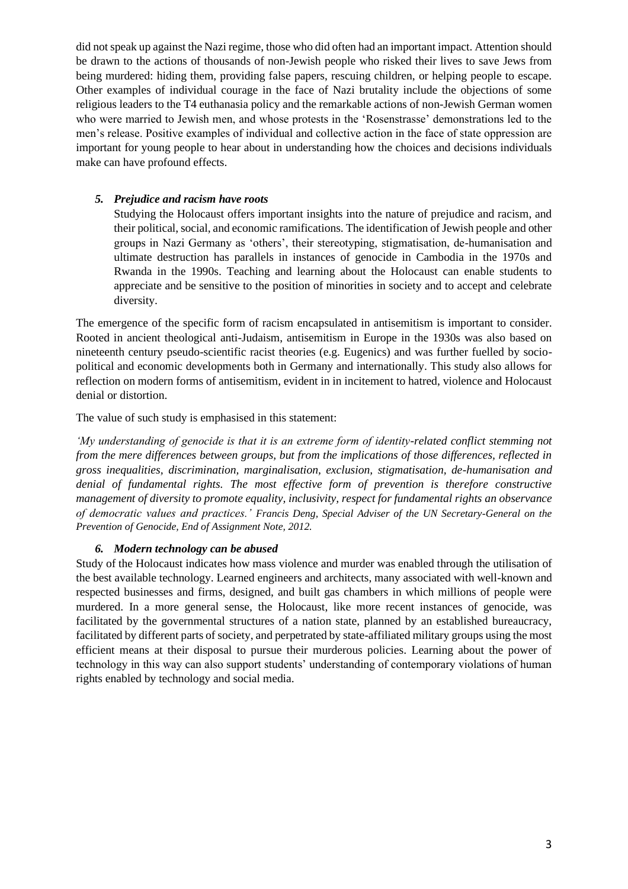did not speak up against the Nazi regime, those who did often had an important impact. Attention should be drawn to the actions of thousands of non-Jewish people who risked their lives to save Jews from being murdered: hiding them, providing false papers, rescuing children, or helping people to escape. Other examples of individual courage in the face of Nazi brutality include the objections of some religious leaders to the T4 euthanasia policy and the remarkable actions of non-Jewish German women who were married to Jewish men, and whose protests in the 'Rosenstrasse' demonstrations led to the men's release. Positive examples of individual and collective action in the face of state oppression are important for young people to hear about in understanding how the choices and decisions individuals make can have profound effects.

### *5. Prejudice and racism have roots*

Studying the Holocaust offers important insights into the nature of prejudice and racism, and their political, social, and economic ramifications. The identification of Jewish people and other groups in Nazi Germany as 'others', their stereotyping, stigmatisation, de-humanisation and ultimate destruction has parallels in instances of genocide in Cambodia in the 1970s and Rwanda in the 1990s. Teaching and learning about the Holocaust can enable students to appreciate and be sensitive to the position of minorities in society and to accept and celebrate diversity.

The emergence of the specific form of racism encapsulated in antisemitism is important to consider. Rooted in ancient theological anti-Judaism, antisemitism in Europe in the 1930s was also based on nineteenth century pseudo-scientific racist theories (e.g. Eugenics) and was further fuelled by socio-political and economic developments both in Germany and internationally. This study also allows for reflection on modern forms of antisemitism, evident in in incitement to hatred, violence and Holocaust denial or distortion.

The value of such study is emphasised in this statement:

*'My understanding of genocide is that it is an extreme form of identity-related conflict stemming not from the mere differences between groups, but from the implications of those differences, reflected in gross inequalities, discrimination, marginalisation, exclusion, stigmatisation, de-humanisation and denial of fundamental rights. The most effective form of prevention is therefore constructive management of diversity to promote equality, inclusivity, respect for fundamental rights an observance of democratic values and practices.' Francis Deng, Special Adviser of the UN Secretary-General on the Prevention of Genocide, End of Assignment Note, 2012.*

### *6. Modern technology can be abused*

Study of the Holocaust indicates how mass violence and murder was enabled through the utilisation of the best available technology. Learned engineers and architects, many associated with well-known and respected businesses and firms, designed, and built gas chambers in which millions of people were murdered. In a more general sense, the Holocaust, like more recent instances of genocide, was facilitated by the governmental structures of a nation state, planned by an established bureaucracy, facilitated by different parts of society, and perpetrated by state-affiliated military groups using the most efficient means at their disposal to pursue their murderous policies. Learning about the power of technology in this way can also support students' understanding of contemporary violations of human rights enabled by technology and social media.